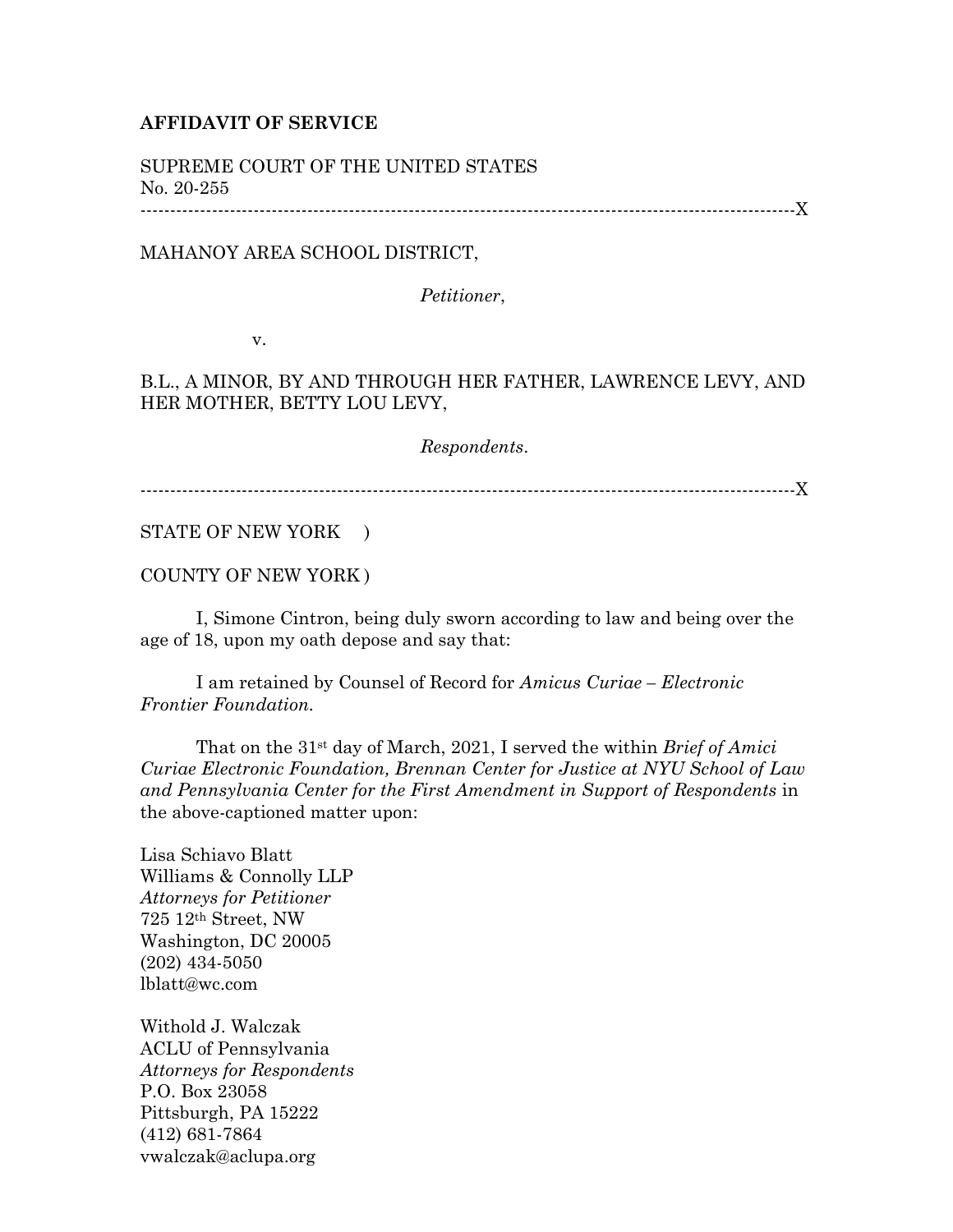**AFFIDAVIT OF SERVICE**

SUPREME COURT OF THE UNITED STATES
No. 20-255

---------------------------------------------------------------------------------------------------------X

MAHANOY AREA SCHOOL DISTRICT,

*Petitioner*,

v.

B.L., A MINOR, BY AND THROUGH HER FATHER, LAWRENCE LEVY, AND HER MOTHER, BETTY LOU LEVY,

*Respondents*.

---------------------------------------------------------------------------------------------------------X

STATE OF NEW YORK )

COUNTY OF NEW YORK )

I, Simone Cintron, being duly sworn according to law and being over the age of 18, upon my oath depose and say that:

I am retained by Counsel of Record for *Amicus Curiae – Electronic Frontier Foundation*.

That on the 31st day of March, 2021, I served the within *Brief of Amici Curiae Electronic Foundation, Brennan Center for Justice at NYU School of Law and Pennsylvania Center for the First Amendment in Support of Respondents* in the above-captioned matter upon:

Lisa Schiavo Blatt
Williams & Connolly LLP
*Attorneys for Petitioner*
725 12th Street, NW
Washington, DC 20005
(202) 434-5050
lblatt@wc.com

Withold J. Walczak
ACLU of Pennsylvania
*Attorneys for Respondents*
P.O. Box 23058
Pittsburgh, PA 15222
(412) 681-7864
vwalczak@aclupa.org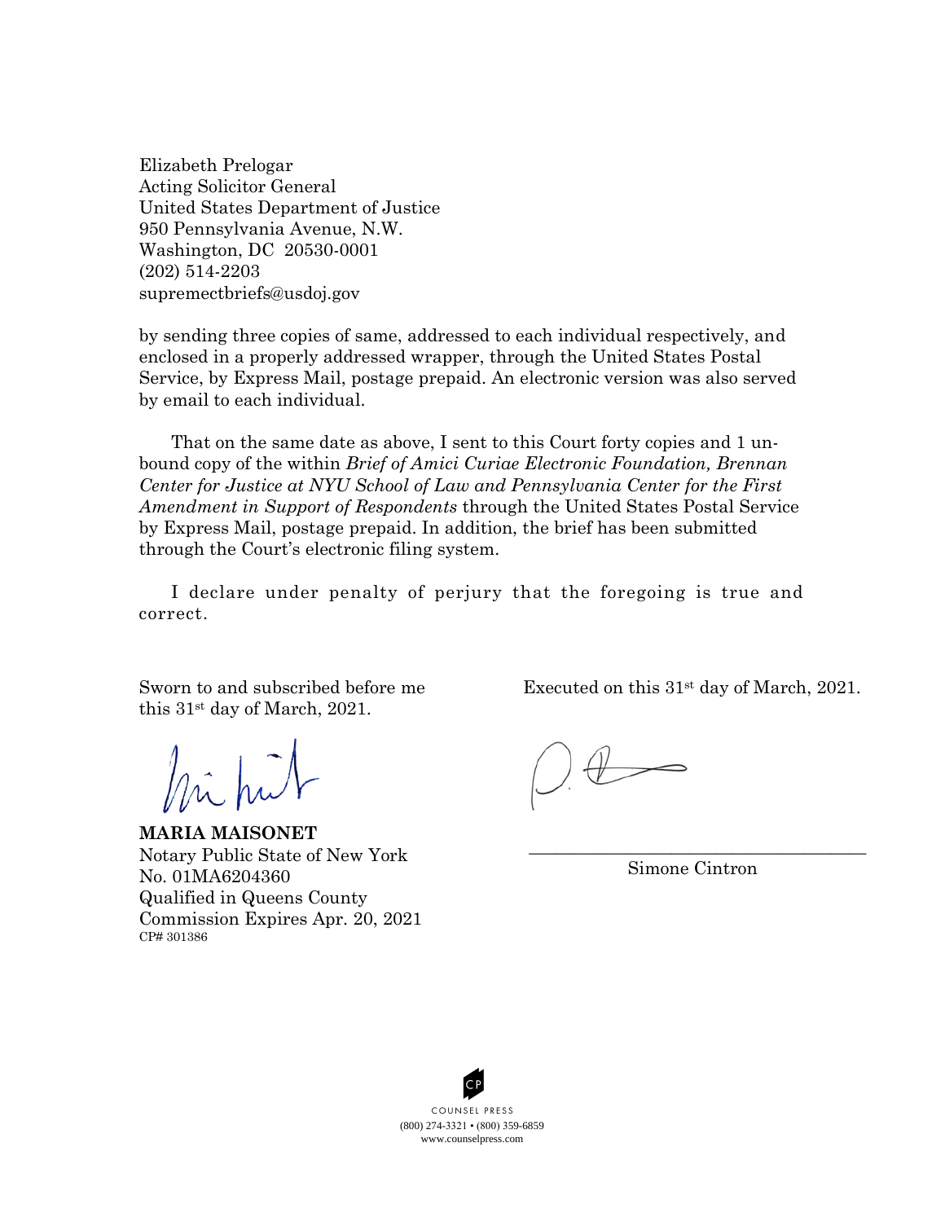Elizabeth Prelogar
Acting Solicitor General
United States Department of Justice
950 Pennsylvania Avenue, N.W.
Washington, DC 20530-0001
(202) 514-2203
supremectbriefs@usdoj.gov

by sending three copies of same, addressed to each individual respectively, and enclosed in a properly addressed wrapper, through the United States Postal Service, by Express Mail, postage prepaid. An electronic version was also served by email to each individual.

That on the same date as above, I sent to this Court forty copies and 1 unbound copy of the within *Brief of Amici Curiae Electronic Foundation, Brennan Center for Justice at NYU School of Law and Pennsylvania Center for the First Amendment in Support of Respondents* through the United States Postal Service by Express Mail, postage prepaid. In addition, the brief has been submitted through the Court's electronic filing system.

I declare under penalty of perjury that the foregoing is true and correct.

Sworn to and subscribed before me this 31st day of March, 2021.

**MARIA MAISONET**
Notary Public State of New York
No. 01MA6204360
Qualified in Queens County
Commission Expires Apr. 20, 2021
CP# 301386

Executed on this 31st day of March, 2021.

\_\_\_\_\_\_\_\_\_\_\_\_\_\_\_\_\_\_\_\_\_\_\_\_\_\_\_\_\_\_\_\_\_\_\_\_\_\_\_\_
Simone Cintron

COUNSEL PRESS
(800) 274-3321 • (800) 359-6859
www.counselpress.com